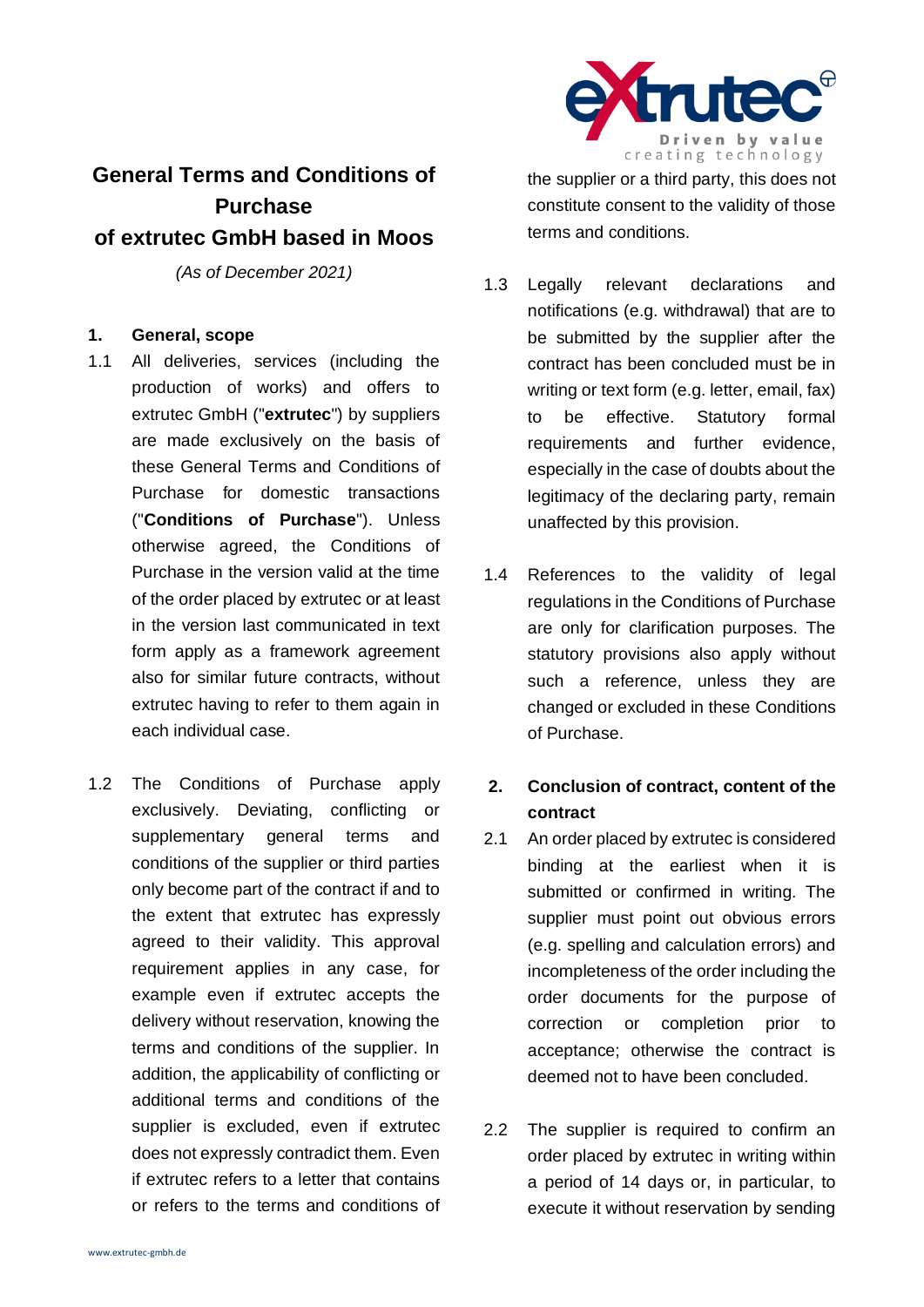# General Terms and Conditions of Purchase of extrutec GmbH based in Moos

*(As of December 2021)*

## 1. General, scope

1.1 All deliveries, services (including the production of works) and offers to extrutec GmbH ("**extrutec**") by suppliers are made exclusively on the basis of these General Terms and Conditions of Purchase for domestic transactions ("**Conditions of Purchase**"). Unless otherwise agreed, the Conditions of Purchase in the version valid at the time of the order placed by extrutec or at least in the version last communicated in text form apply as a framework agreement also for similar future contracts, without extrutec having to refer to them again in each individual case.

1.2 The Conditions of Purchase apply exclusively. Deviating, conflicting or supplementary general terms and conditions of the supplier or third parties only become part of the contract if and to the extent that extrutec has expressly agreed to their validity. This approval requirement applies in any case, for example even if extrutec accepts the delivery without reservation, knowing the terms and conditions of the supplier. In addition, the applicability of conflicting or additional terms and conditions of the supplier is excluded, even if extrutec does not expressly contradict them. Even if extrutec refers to a letter that contains or refers to the terms and conditions of the supplier or a third party, this does not constitute consent to the validity of those terms and conditions.

1.3 Legally relevant declarations and notifications (e.g. withdrawal) that are to be submitted by the supplier after the contract has been concluded must be in writing or text form (e.g. letter, email, fax) to be effective. Statutory formal requirements and further evidence, especially in the case of doubts about the legitimacy of the declaring party, remain unaffected by this provision.

1.4 References to the validity of legal regulations in the Conditions of Purchase are only for clarification purposes. The statutory provisions also apply without such a reference, unless they are changed or excluded in these Conditions of Purchase.

## 2. Conclusion of contract, content of the contract

2.1 An order placed by extrutec is considered binding at the earliest when it is submitted or confirmed in writing. The supplier must point out obvious errors (e.g. spelling and calculation errors) and incompleteness of the order including the order documents for the purpose of correction or completion prior to acceptance; otherwise the contract is deemed not to have been concluded.

2.2 The supplier is required to confirm an order placed by extrutec in writing within a period of 14 days or, in particular, to execute it without reservation by sending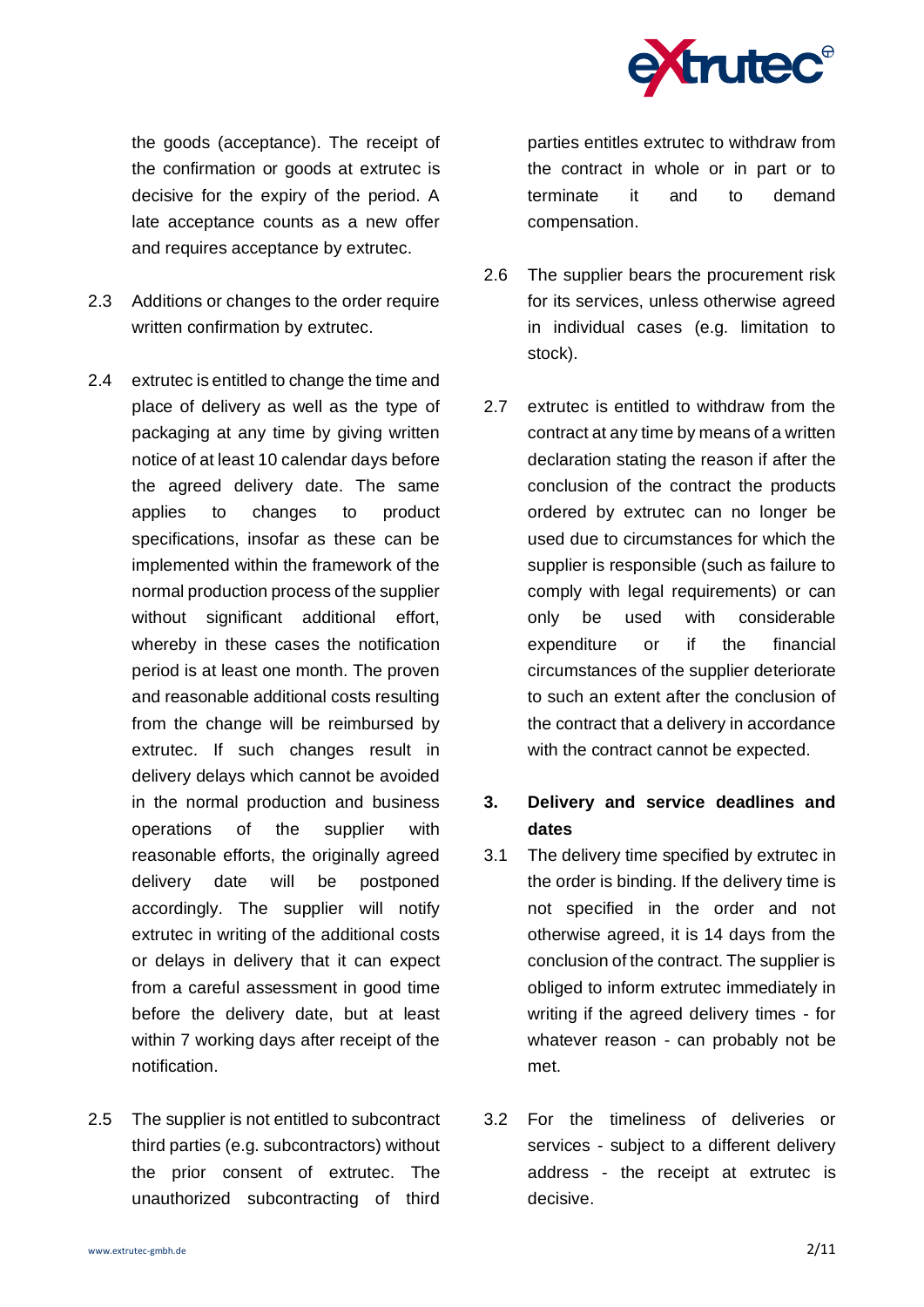the goods (acceptance). The receipt of the confirmation or goods at extrutec is decisive for the expiry of the period. A late acceptance counts as a new offer and requires acceptance by extrutec.

2.3 Additions or changes to the order require written confirmation by extrutec.

2.4 extrutec is entitled to change the time and place of delivery as well as the type of packaging at any time by giving written notice of at least 10 calendar days before the agreed delivery date. The same applies to changes to product specifications, insofar as these can be implemented within the framework of the normal production process of the supplier without significant additional effort, whereby in these cases the notification period is at least one month. The proven and reasonable additional costs resulting from the change will be reimbursed by extrutec. If such changes result in delivery delays which cannot be avoided in the normal production and business operations of the supplier with reasonable efforts, the originally agreed delivery date will be postponed accordingly. The supplier will notify extrutec in writing of the additional costs or delays in delivery that it can expect from a careful assessment in good time before the delivery date, but at least within 7 working days after receipt of the notification.

2.5 The supplier is not entitled to subcontract third parties (e.g. subcontractors) without the prior consent of extrutec. The unauthorized subcontracting of third parties entitles extrutec to withdraw from the contract in whole or in part or to terminate it and to demand compensation.

2.6 The supplier bears the procurement risk for its services, unless otherwise agreed in individual cases (e.g. limitation to stock).

2.7 extrutec is entitled to withdraw from the contract at any time by means of a written declaration stating the reason if after the conclusion of the contract the products ordered by extrutec can no longer be used due to circumstances for which the supplier is responsible (such as failure to comply with legal requirements) or can only be used with considerable expenditure or if the financial circumstances of the supplier deteriorate to such an extent after the conclusion of the contract that a delivery in accordance with the contract cannot be expected.

## 3. Delivery and service deadlines and dates

3.1 The delivery time specified by extrutec in the order is binding. If the delivery time is not specified in the order and not otherwise agreed, it is 14 days from the conclusion of the contract. The supplier is obliged to inform extrutec immediately in writing if the agreed delivery times - for whatever reason - can probably not be met.

3.2 For the timeliness of deliveries or services - subject to a different delivery address - the receipt at extrutec is decisive.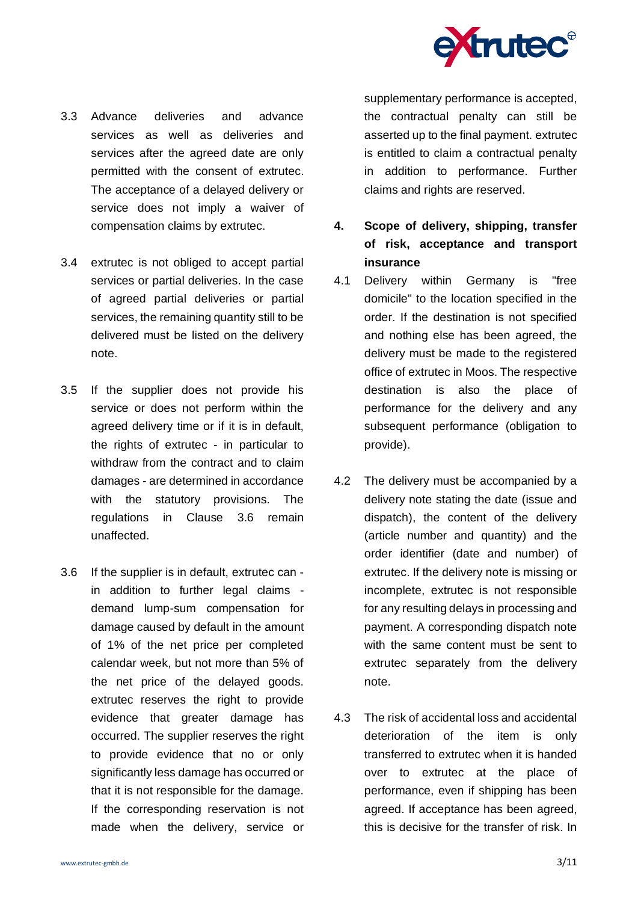3.3 Advance deliveries and advance services as well as deliveries and services after the agreed date are only permitted with the consent of extrutec. The acceptance of a delayed delivery or service does not imply a waiver of compensation claims by extrutec.

3.4 extrutec is not obliged to accept partial services or partial deliveries. In the case of agreed partial deliveries or partial services, the remaining quantity still to be delivered must be listed on the delivery note.

3.5 If the supplier does not provide his service or does not perform within the agreed delivery time or if it is in default, the rights of extrutec - in particular to withdraw from the contract and to claim damages - are determined in accordance with the statutory provisions. The regulations in Clause 3.6 remain unaffected.

3.6 If the supplier is in default, extrutec can - in addition to further legal claims - demand lump-sum compensation for damage caused by default in the amount of 1% of the net price per completed calendar week, but not more than 5% of the net price of the delayed goods. extrutec reserves the right to provide evidence that greater damage has occurred. The supplier reserves the right to provide evidence that no or only significantly less damage has occurred or that it is not responsible for the damage. If the corresponding reservation is not made when the delivery, service or supplementary performance is accepted, the contractual penalty can still be asserted up to the final payment. extrutec is entitled to claim a contractual penalty in addition to performance. Further claims and rights are reserved.

## 4. Scope of delivery, shipping, transfer of risk, acceptance and transport insurance

4.1 Delivery within Germany is "free domicile" to the location specified in the order. If the destination is not specified and nothing else has been agreed, the delivery must be made to the registered office of extrutec in Moos. The respective destination is also the place of performance for the delivery and any subsequent performance (obligation to provide).

4.2 The delivery must be accompanied by a delivery note stating the date (issue and dispatch), the content of the delivery (article number and quantity) and the order identifier (date and number) of extrutec. If the delivery note is missing or incomplete, extrutec is not responsible for any resulting delays in processing and payment. A corresponding dispatch note with the same content must be sent to extrutec separately from the delivery note.

4.3 The risk of accidental loss and accidental deterioration of the item is only transferred to extrutec when it is handed over to extrutec at the place of performance, even if shipping has been agreed. If acceptance has been agreed, this is decisive for the transfer of risk. In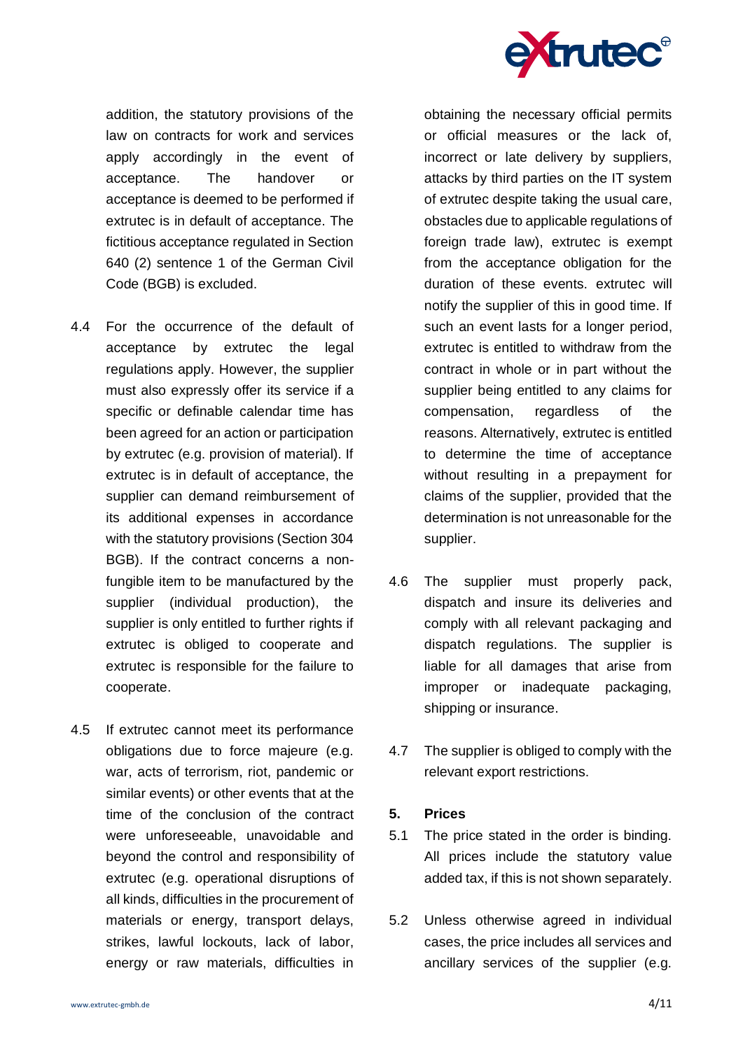addition, the statutory provisions of the law on contracts for work and services apply accordingly in the event of acceptance. The handover or acceptance is deemed to be performed if extrutec is in default of acceptance. The fictitious acceptance regulated in Section 640 (2) sentence 1 of the German Civil Code (BGB) is excluded.

4.4 For the occurrence of the default of acceptance by extrutec the legal regulations apply. However, the supplier must also expressly offer its service if a specific or definable calendar time has been agreed for an action or participation by extrutec (e.g. provision of material). If extrutec is in default of acceptance, the supplier can demand reimbursement of its additional expenses in accordance with the statutory provisions (Section 304 BGB). If the contract concerns a non-fungible item to be manufactured by the supplier (individual production), the supplier is only entitled to further rights if extrutec is obliged to cooperate and extrutec is responsible for the failure to cooperate.

4.5 If extrutec cannot meet its performance obligations due to force majeure (e.g. war, acts of terrorism, riot, pandemic or similar events) or other events that at the time of the conclusion of the contract were unforeseeable, unavoidable and beyond the control and responsibility of extrutec (e.g. operational disruptions of all kinds, difficulties in the procurement of materials or energy, transport delays, strikes, lawful lockouts, lack of labor, energy or raw materials, difficulties in obtaining the necessary official permits or official measures or the lack of, incorrect or late delivery by suppliers, attacks by third parties on the IT system of extrutec despite taking the usual care, obstacles due to applicable regulations of foreign trade law), extrutec is exempt from the acceptance obligation for the duration of these events. extrutec will notify the supplier of this in good time. If such an event lasts for a longer period, extrutec is entitled to withdraw from the contract in whole or in part without the supplier being entitled to any claims for compensation, regardless of the reasons. Alternatively, extrutec is entitled to determine the time of acceptance without resulting in a prepayment for claims of the supplier, provided that the determination is not unreasonable for the supplier.

4.6 The supplier must properly pack, dispatch and insure its deliveries and comply with all relevant packaging and dispatch regulations. The supplier is liable for all damages that arise from improper or inadequate packaging, shipping or insurance.

4.7 The supplier is obliged to comply with the relevant export restrictions.

## 5. Prices

5.1 The price stated in the order is binding. All prices include the statutory value added tax, if this is not shown separately.

5.2 Unless otherwise agreed in individual cases, the price includes all services and ancillary services of the supplier (e.g.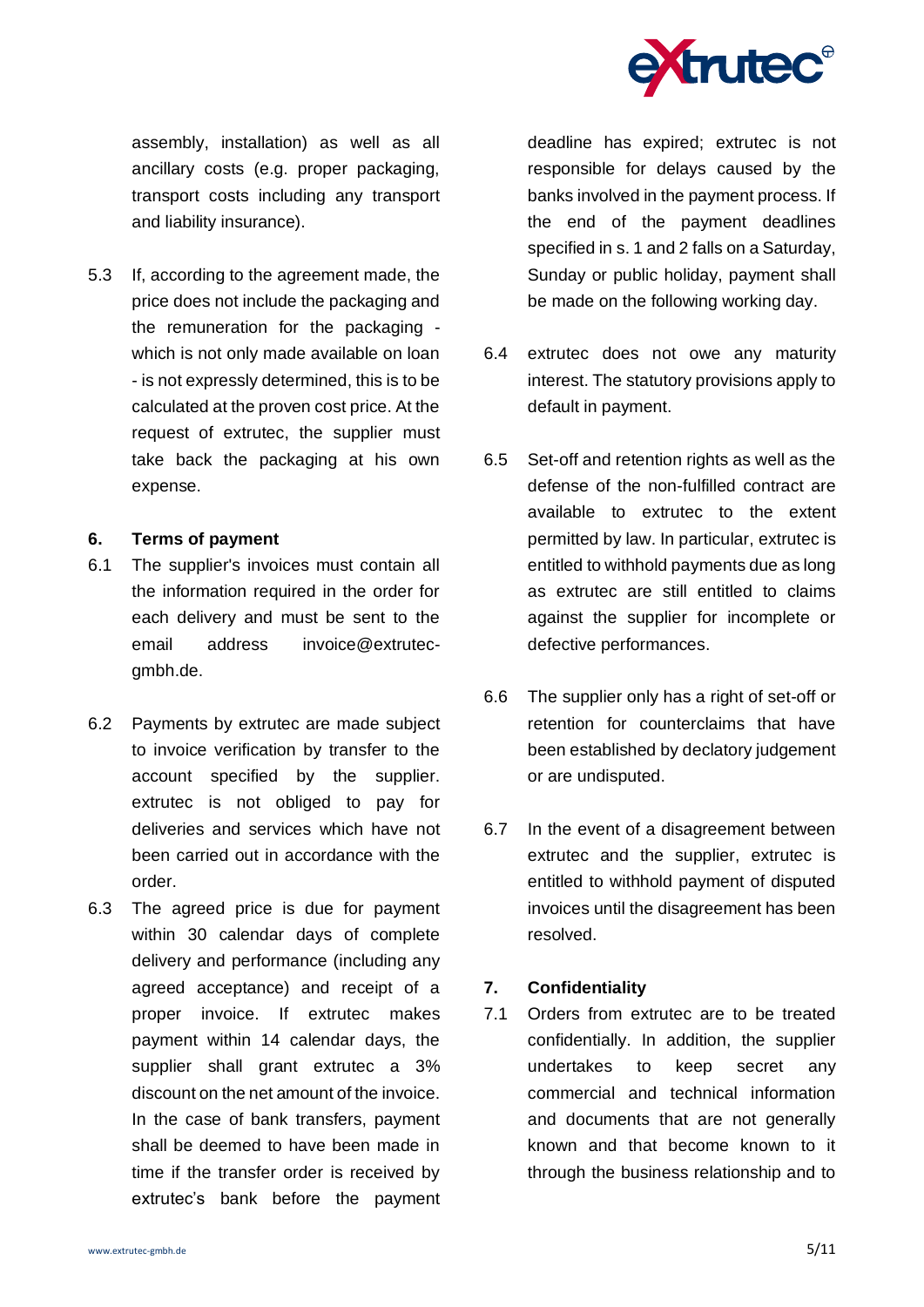assembly, installation) as well as all ancillary costs (e.g. proper packaging, transport costs including any transport and liability insurance).

5.3 If, according to the agreement made, the price does not include the packaging and the remuneration for the packaging - which is not only made available on loan - is not expressly determined, this is to be calculated at the proven cost price. At the request of extrutec, the supplier must take back the packaging at his own expense.

## 6. Terms of payment

6.1 The supplier's invoices must contain all the information required in the order for each delivery and must be sent to the email address invoice@extrutec-gmbh.de.

6.2 Payments by extrutec are made subject to invoice verification by transfer to the account specified by the supplier. extrutec is not obliged to pay for deliveries and services which have not been carried out in accordance with the order.

6.3 The agreed price is due for payment within 30 calendar days of complete delivery and performance (including any agreed acceptance) and receipt of a proper invoice. If extrutec makes payment within 14 calendar days, the supplier shall grant extrutec a 3% discount on the net amount of the invoice. In the case of bank transfers, payment shall be deemed to have been made in time if the transfer order is received by extrutec's bank before the payment deadline has expired; extrutec is not responsible for delays caused by the banks involved in the payment process. If the end of the payment deadlines specified in s. 1 and 2 falls on a Saturday, Sunday or public holiday, payment shall be made on the following working day.

6.4 extrutec does not owe any maturity interest. The statutory provisions apply to default in payment.

6.5 Set-off and retention rights as well as the defense of the non-fulfilled contract are available to extrutec to the extent permitted by law. In particular, extrutec is entitled to withhold payments due as long as extrutec are still entitled to claims against the supplier for incomplete or defective performances.

6.6 The supplier only has a right of set-off or retention for counterclaims that have been established by declatory judgement or are undisputed.

6.7 In the event of a disagreement between extrutec and the supplier, extrutec is entitled to withhold payment of disputed invoices until the disagreement has been resolved.

## 7. Confidentiality

7.1 Orders from extrutec are to be treated confidentially. In addition, the supplier undertakes to keep secret any commercial and technical information and documents that are not generally known and that become known to it through the business relationship and to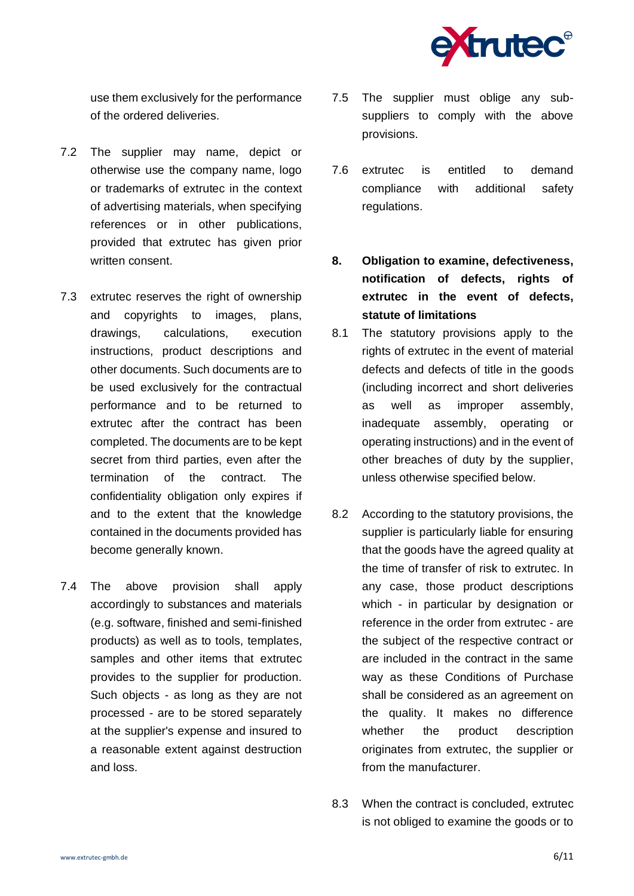use them exclusively for the performance of the ordered deliveries.

7.2 The supplier may name, depict or otherwise use the company name, logo or trademarks of extrutec in the context of advertising materials, when specifying references or in other publications, provided that extrutec has given prior written consent.

7.3 extrutec reserves the right of ownership and copyrights to images, plans, drawings, calculations, execution instructions, product descriptions and other documents. Such documents are to be used exclusively for the contractual performance and to be returned to extrutec after the contract has been completed. The documents are to be kept secret from third parties, even after the termination of the contract. The confidentiality obligation only expires if and to the extent that the knowledge contained in the documents provided has become generally known.

7.4 The above provision shall apply accordingly to substances and materials (e.g. software, finished and semi-finished products) as well as to tools, templates, samples and other items that extrutec provides to the supplier for production. Such objects - as long as they are not processed - are to be stored separately at the supplier's expense and insured to a reasonable extent against destruction and loss.

7.5 The supplier must oblige any sub-suppliers to comply with the above provisions.

7.6 extrutec is entitled to demand compliance with additional safety regulations.

**8. Obligation to examine, defectiveness, notification of defects, rights of extrutec in the event of defects, statute of limitations**

8.1 The statutory provisions apply to the rights of extrutec in the event of material defects and defects of title in the goods (including incorrect and short deliveries as well as improper assembly, inadequate assembly, operating or operating instructions) and in the event of other breaches of duty by the supplier, unless otherwise specified below.

8.2 According to the statutory provisions, the supplier is particularly liable for ensuring that the goods have the agreed quality at the time of transfer of risk to extrutec. In any case, those product descriptions which - in particular by designation or reference in the order from extrutec - are the subject of the respective contract or are included in the contract in the same way as these Conditions of Purchase shall be considered as an agreement on the quality. It makes no difference whether the product description originates from extrutec, the supplier or from the manufacturer.

8.3 When the contract is concluded, extrutec is not obliged to examine the goods or to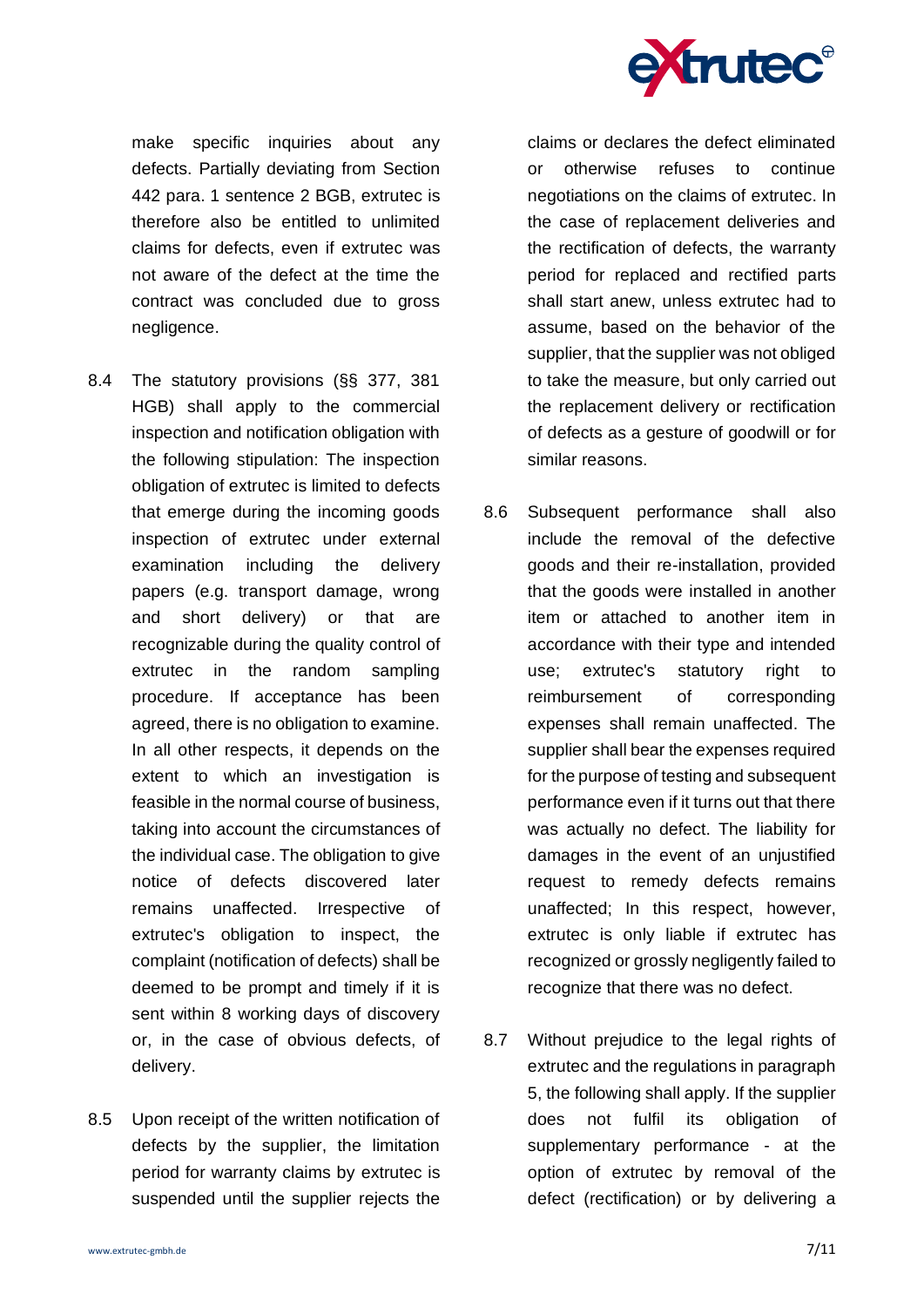make specific inquiries about any defects. Partially deviating from Section 442 para. 1 sentence 2 BGB, extrutec is therefore also be entitled to unlimited claims for defects, even if extrutec was not aware of the defect at the time the contract was concluded due to gross negligence.

8.4 The statutory provisions (§§ 377, 381 HGB) shall apply to the commercial inspection and notification obligation with the following stipulation: The inspection obligation of extrutec is limited to defects that emerge during the incoming goods inspection of extrutec under external examination including the delivery papers (e.g. transport damage, wrong and short delivery) or that are recognizable during the quality control of extrutec in the random sampling procedure. If acceptance has been agreed, there is no obligation to examine. In all other respects, it depends on the extent to which an investigation is feasible in the normal course of business, taking into account the circumstances of the individual case. The obligation to give notice of defects discovered later remains unaffected. Irrespective of extrutec's obligation to inspect, the complaint (notification of defects) shall be deemed to be prompt and timely if it is sent within 8 working days of discovery or, in the case of obvious defects, of delivery.

8.5 Upon receipt of the written notification of defects by the supplier, the limitation period for warranty claims by extrutec is suspended until the supplier rejects the claims or declares the defect eliminated or otherwise refuses to continue negotiations on the claims of extrutec. In the case of replacement deliveries and the rectification of defects, the warranty period for replaced and rectified parts shall start anew, unless extrutec had to assume, based on the behavior of the supplier, that the supplier was not obliged to take the measure, but only carried out the replacement delivery or rectification of defects as a gesture of goodwill or for similar reasons.

8.6 Subsequent performance shall also include the removal of the defective goods and their re-installation, provided that the goods were installed in another item or attached to another item in accordance with their type and intended use; extrutec's statutory right to reimbursement of corresponding expenses shall remain unaffected. The supplier shall bear the expenses required for the purpose of testing and subsequent performance even if it turns out that there was actually no defect. The liability for damages in the event of an unjustified request to remedy defects remains unaffected; In this respect, however, extrutec is only liable if extrutec has recognized or grossly negligently failed to recognize that there was no defect.

8.7 Without prejudice to the legal rights of extrutec and the regulations in paragraph 5, the following shall apply. If the supplier does not fulfil its obligation of supplementary performance - at the option of extrutec by removal of the defect (rectification) or by delivering a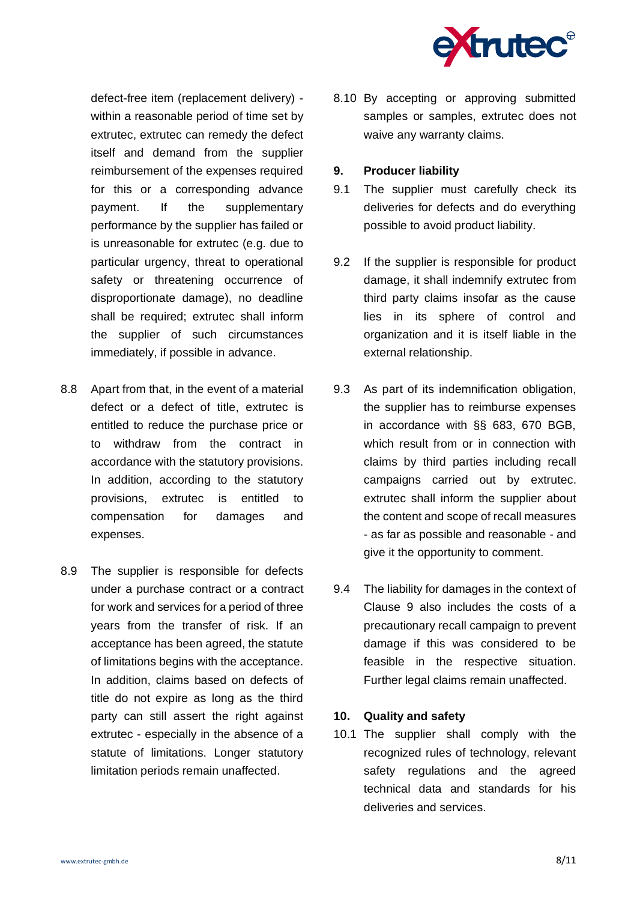defect-free item (replacement delivery) - within a reasonable period of time set by extrutec, extrutec can remedy the defect itself and demand from the supplier reimbursement of the expenses required for this or a corresponding advance payment. If the supplementary performance by the supplier has failed or is unreasonable for extrutec (e.g. due to particular urgency, threat to operational safety or threatening occurrence of disproportionate damage), no deadline shall be required; extrutec shall inform the supplier of such circumstances immediately, if possible in advance.

8.8 Apart from that, in the event of a material defect or a defect of title, extrutec is entitled to reduce the purchase price or to withdraw from the contract in accordance with the statutory provisions. In addition, according to the statutory provisions, extrutec is entitled to compensation for damages and expenses.

8.9 The supplier is responsible for defects under a purchase contract or a contract for work and services for a period of three years from the transfer of risk. If an acceptance has been agreed, the statute of limitations begins with the acceptance. In addition, claims based on defects of title do not expire as long as the third party can still assert the right against extrutec - especially in the absence of a statute of limitations. Longer statutory limitation periods remain unaffected.

8.10 By accepting or approving submitted samples or samples, extrutec does not waive any warranty claims.

## 9. Producer liability

9.1 The supplier must carefully check its deliveries for defects and do everything possible to avoid product liability.

9.2 If the supplier is responsible for product damage, it shall indemnify extrutec from third party claims insofar as the cause lies in its sphere of control and organization and it is itself liable in the external relationship.

9.3 As part of its indemnification obligation, the supplier has to reimburse expenses in accordance with §§ 683, 670 BGB, which result from or in connection with claims by third parties including recall campaigns carried out by extrutec. extrutec shall inform the supplier about the content and scope of recall measures - as far as possible and reasonable - and give it the opportunity to comment.

9.4 The liability for damages in the context of Clause 9 also includes the costs of a precautionary recall campaign to prevent damage if this was considered to be feasible in the respective situation. Further legal claims remain unaffected.

## 10. Quality and safety

10.1 The supplier shall comply with the recognized rules of technology, relevant safety regulations and the agreed technical data and standards for his deliveries and services.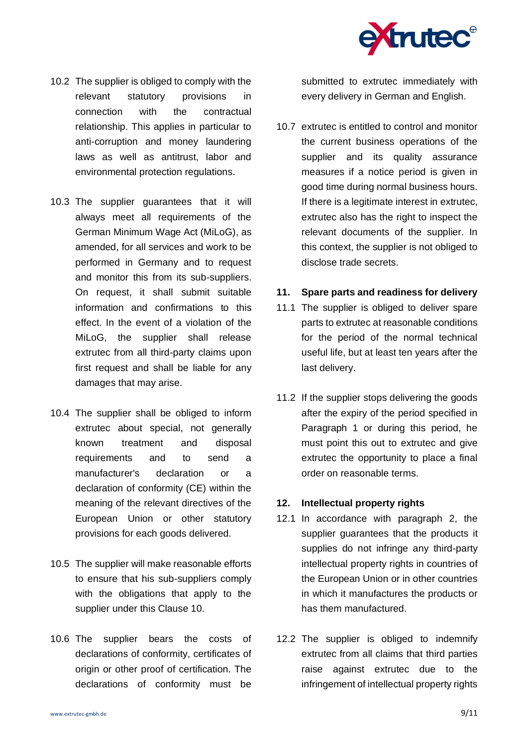10.2 The supplier is obliged to comply with the relevant statutory provisions in connection with the contractual relationship. This applies in particular to anti-corruption and money laundering laws as well as antitrust, labor and environmental protection regulations.

10.3 The supplier guarantees that it will always meet all requirements of the German Minimum Wage Act (MiLoG), as amended, for all services and work to be performed in Germany and to request and monitor this from its sub-suppliers. On request, it shall submit suitable information and confirmations to this effect. In the event of a violation of the MiLoG, the supplier shall release extrutec from all third-party claims upon first request and shall be liable for any damages that may arise.

10.4 The supplier shall be obliged to inform extrutec about special, not generally known treatment and disposal requirements and to send a manufacturer's declaration or a declaration of conformity (CE) within the meaning of the relevant directives of the European Union or other statutory provisions for each goods delivered.

10.5 The supplier will make reasonable efforts to ensure that his sub-suppliers comply with the obligations that apply to the supplier under this Clause 10.

10.6 The supplier bears the costs of declarations of conformity, certificates of origin or other proof of certification. The declarations of conformity must be submitted to extrutec immediately with every delivery in German and English.

10.7 extrutec is entitled to control and monitor the current business operations of the supplier and its quality assurance measures if a notice period is given in good time during normal business hours. If there is a legitimate interest in extrutec, extrutec also has the right to inspect the relevant documents of the supplier. In this context, the supplier is not obliged to disclose trade secrets.

## 11. Spare parts and readiness for delivery

11.1 The supplier is obliged to deliver spare parts to extrutec at reasonable conditions for the period of the normal technical useful life, but at least ten years after the last delivery.

11.2 If the supplier stops delivering the goods after the expiry of the period specified in Paragraph 1 or during this period, he must point this out to extrutec and give extrutec the opportunity to place a final order on reasonable terms.

## 12. Intellectual property rights

12.1 In accordance with paragraph 2, the supplier guarantees that the products it supplies do not infringe any third-party intellectual property rights in countries of the European Union or in other countries in which it manufactures the products or has them manufactured.

12.2 The supplier is obliged to indemnify extrutec from all claims that third parties raise against extrutec due to the infringement of intellectual property rights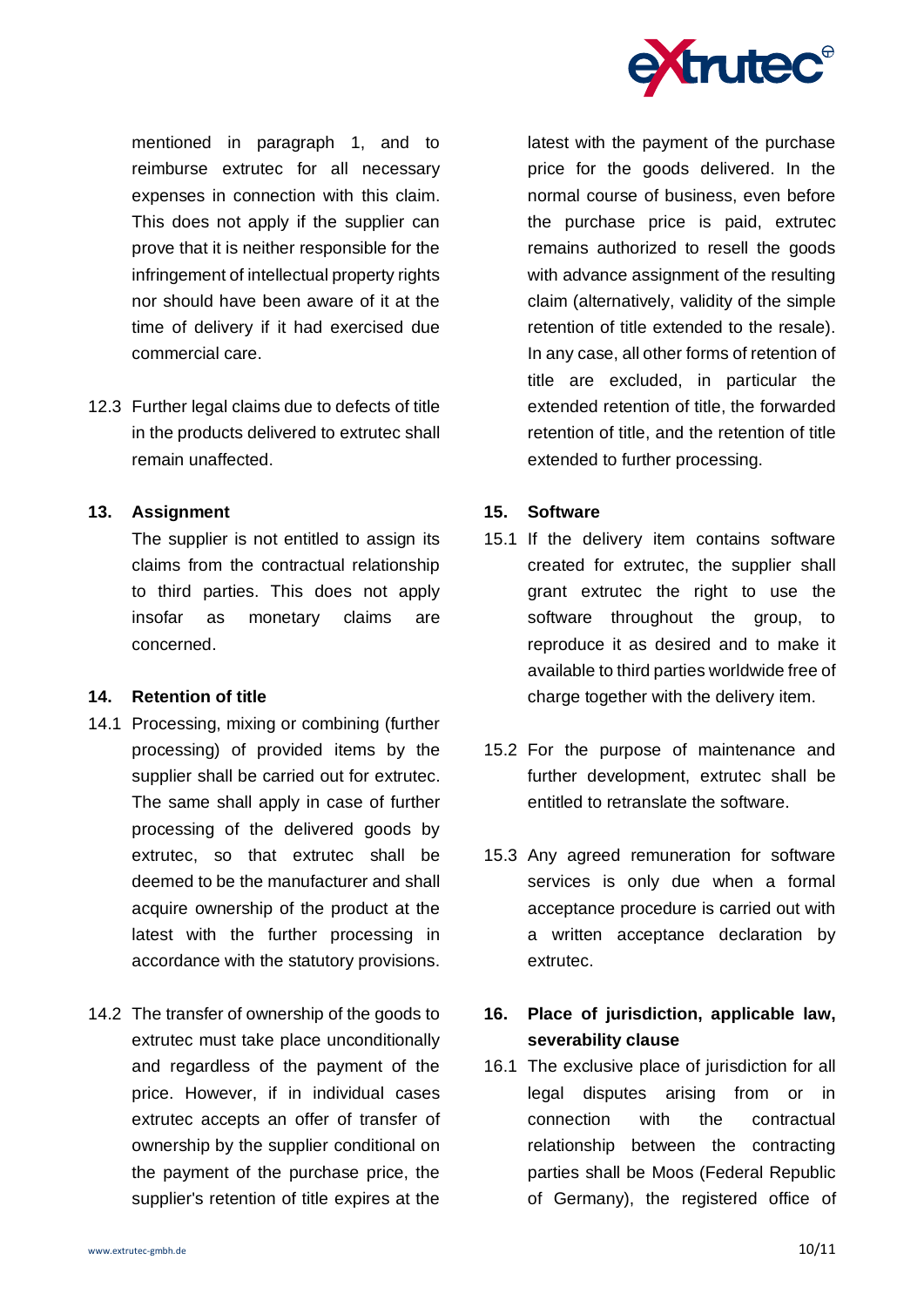mentioned in paragraph 1, and to reimburse extrutec for all necessary expenses in connection with this claim. This does not apply if the supplier can prove that it is neither responsible for the infringement of intellectual property rights nor should have been aware of it at the time of delivery if it had exercised due commercial care.

12.3 Further legal claims due to defects of title in the products delivered to extrutec shall remain unaffected.

## 13. Assignment

The supplier is not entitled to assign its claims from the contractual relationship to third parties. This does not apply insofar as monetary claims are concerned.

## 14. Retention of title

14.1 Processing, mixing or combining (further processing) of provided items by the supplier shall be carried out for extrutec. The same shall apply in case of further processing of the delivered goods by extrutec, so that extrutec shall be deemed to be the manufacturer and shall acquire ownership of the product at the latest with the further processing in accordance with the statutory provisions.

14.2 The transfer of ownership of the goods to extrutec must take place unconditionally and regardless of the payment of the price. However, if in individual cases extrutec accepts an offer of transfer of ownership by the supplier conditional on the payment of the purchase price, the supplier's retention of title expires at the latest with the payment of the purchase price for the goods delivered. In the normal course of business, even before the purchase price is paid, extrutec remains authorized to resell the goods with advance assignment of the resulting claim (alternatively, validity of the simple retention of title extended to the resale). In any case, all other forms of retention of title are excluded, in particular the extended retention of title, the forwarded retention of title, and the retention of title extended to further processing.

## 15. Software

15.1 If the delivery item contains software created for extrutec, the supplier shall grant extrutec the right to use the software throughout the group, to reproduce it as desired and to make it available to third parties worldwide free of charge together with the delivery item.

15.2 For the purpose of maintenance and further development, extrutec shall be entitled to retranslate the software.

15.3 Any agreed remuneration for software services is only due when a formal acceptance procedure is carried out with a written acceptance declaration by extrutec.

## 16. Place of jurisdiction, applicable law, severability clause

16.1 The exclusive place of jurisdiction for all legal disputes arising from or in connection with the contractual relationship between the contracting parties shall be Moos (Federal Republic of Germany), the registered office of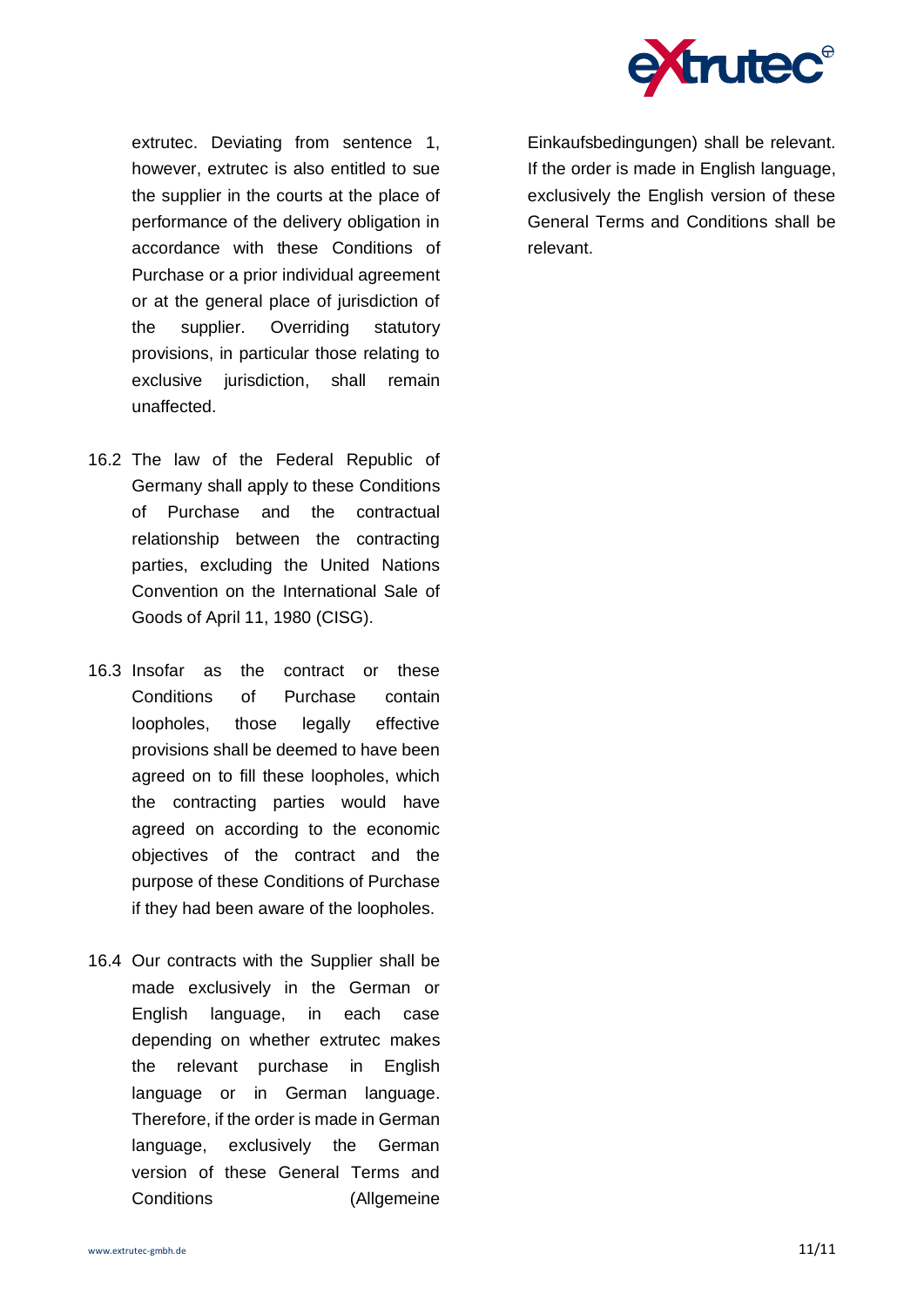extrutec. Deviating from sentence 1, however, extrutec is also entitled to sue the supplier in the courts at the place of performance of the delivery obligation in accordance with these Conditions of Purchase or a prior individual agreement or at the general place of jurisdiction of the supplier. Overriding statutory provisions, in particular those relating to exclusive jurisdiction, shall remain unaffected.

16.2 The law of the Federal Republic of Germany shall apply to these Conditions of Purchase and the contractual relationship between the contracting parties, excluding the United Nations Convention on the International Sale of Goods of April 11, 1980 (CISG).

16.3 Insofar as the contract or these Conditions of Purchase contain loopholes, those legally effective provisions shall be deemed to have been agreed on to fill these loopholes, which the contracting parties would have agreed on according to the economic objectives of the contract and the purpose of these Conditions of Purchase if they had been aware of the loopholes.

16.4 Our contracts with the Supplier shall be made exclusively in the German or English language, in each case depending on whether extrutec makes the relevant purchase in English language or in German language. Therefore, if the order is made in German language, exclusively the German version of these General Terms and Conditions (Allgemeine Einkaufsbedingungen) shall be relevant. If the order is made in English language, exclusively the English version of these General Terms and Conditions shall be relevant.